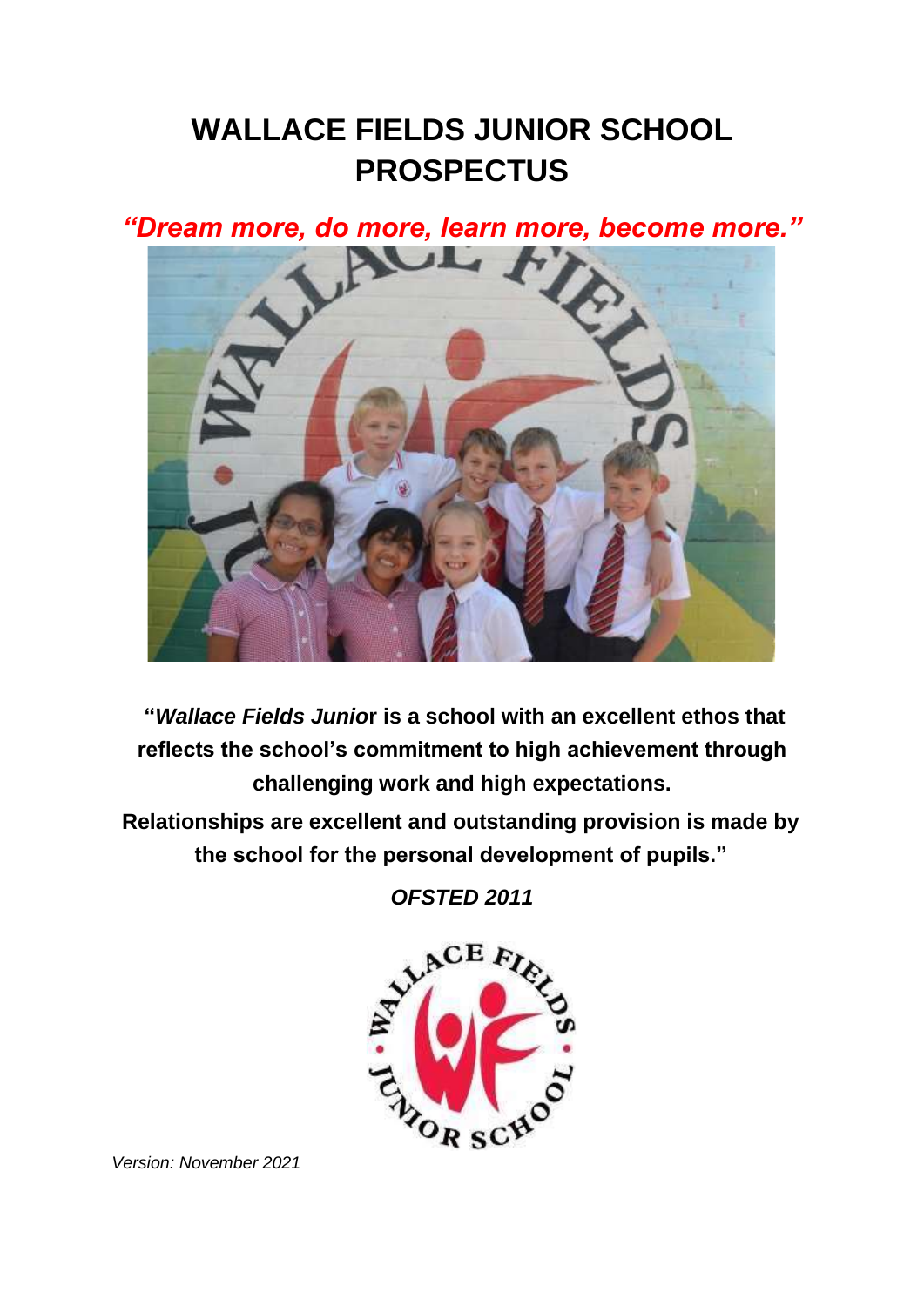# WALLACE FIELDS JUNIOR SCHOOL PROSPECTUS

*"Dream more, do more, learn more, become more."*

**"*Wallace Fields Junio*r is a school with an excellent ethos that reflects the school's commitment to high achievement through challenging work and high expectations.**

**Relationships are excellent and outstanding provision is made by the school for the personal development of pupils."**

***OFSTED 2011***

*Version: November 2021*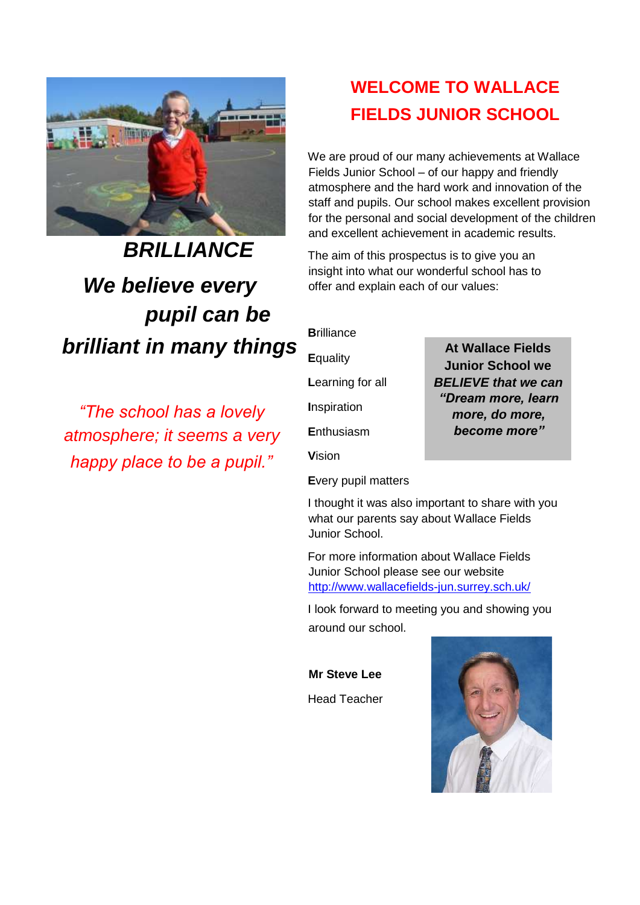# WELCOME TO WALLACE FIELDS JUNIOR SCHOOL

We are proud of our many achievements at Wallace Fields Junior School – of our happy and friendly atmosphere and the hard work and innovation of the staff and pupils. Our school makes excellent provision for the personal and social development of the children and excellent achievement in academic results.

The aim of this prospectus is to give you an insight into what our wonderful school has to offer and explain each of our values:

**B**rilliance

**E**quality

**L**earning for all

**I**nspiration

**E**nthusiasm

**V**ision

**E**very pupil matters

**At Wallace Fields Junior School we *BELIEVE that we can “Dream more, learn more, do more, become more”***

I thought it was also important to share with you what our parents say about Wallace Fields Junior School.

For more information about Wallace Fields Junior School please see our website http://www.wallacefields-jun.surrey.sch.uk/

I look forward to meeting you and showing you around our school.

**Mr Steve Lee**

Head Teacher

## *BRILLIANCE*

## *We believe every pupil can be brilliant in many things*

*“The school has a lovely atmosphere; it seems a very happy place to be a pupil.”*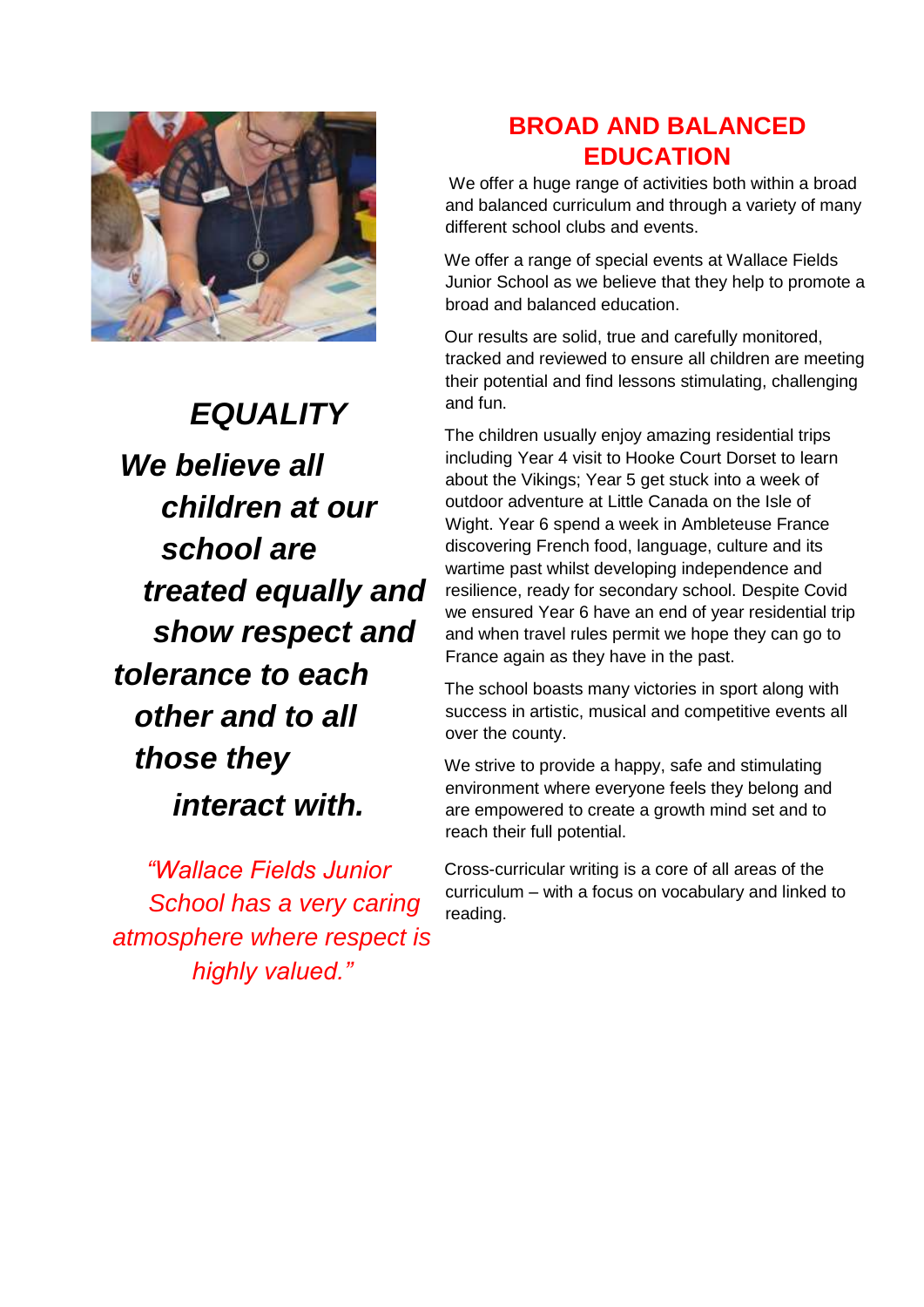## ***EQUALITY***

***We believe all children at our school are treated equally and show respect and tolerance to each other and to all those they interact with.***

*"Wallace Fields Junior School has a very caring atmosphere where respect is highly valued."*

## BROAD AND BALANCED EDUCATION

We offer a huge range of activities both within a broad and balanced curriculum and through a variety of many different school clubs and events.

We offer a range of special events at Wallace Fields Junior School as we believe that they help to promote a broad and balanced education.

Our results are solid, true and carefully monitored, tracked and reviewed to ensure all children are meeting their potential and find lessons stimulating, challenging and fun.

The children usually enjoy amazing residential trips including Year 4 visit to Hooke Court Dorset to learn about the Vikings; Year 5 get stuck into a week of outdoor adventure at Little Canada on the Isle of Wight. Year 6 spend a week in Ambleteuse France discovering French food, language, culture and its wartime past whilst developing independence and resilience, ready for secondary school. Despite Covid we ensured Year 6 have an end of year residential trip and when travel rules permit we hope they can go to France again as they have in the past.

The school boasts many victories in sport along with success in artistic, musical and competitive events all over the county.

We strive to provide a happy, safe and stimulating environment where everyone feels they belong and are empowered to create a growth mind set and to reach their full potential.

Cross-curricular writing is a core of all areas of the curriculum – with a focus on vocabulary and linked to reading.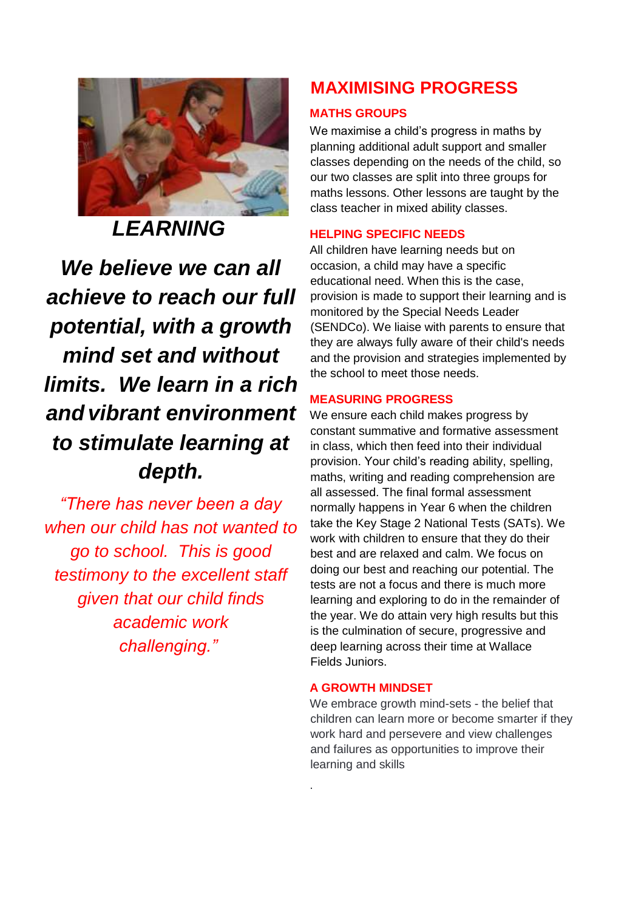## *LEARNING*

***We believe we can all achieve to reach our full potential, with a growth mind set and without limits. We learn in a rich and vibrant environment to stimulate learning at depth.***

*"There has never been a day when our child has not wanted to go to school. This is good testimony to the excellent staff given that our child finds academic work challenging."*

# MAXIMISING PROGRESS

### MATHS GROUPS

We maximise a child's progress in maths by planning additional adult support and smaller classes depending on the needs of the child, so our two classes are split into three groups for maths lessons. Other lessons are taught by the class teacher in mixed ability classes.

### HELPING SPECIFIC NEEDS

All children have learning needs but on occasion, a child may have a specific educational need. When this is the case, provision is made to support their learning and is monitored by the Special Needs Leader (SENDCo). We liaise with parents to ensure that they are always fully aware of their child's needs and the provision and strategies implemented by the school to meet those needs.

### MEASURING PROGRESS

We ensure each child makes progress by constant summative and formative assessment in class, which then feed into their individual provision. Your child's reading ability, spelling, maths, writing and reading comprehension are all assessed. The final formal assessment normally happens in Year 6 when the children take the Key Stage 2 National Tests (SATs). We work with children to ensure that they do their best and are relaxed and calm. We focus on doing our best and reaching our potential. The tests are not a focus and there is much more learning and exploring to do in the remainder of the year. We do attain very high results but this is the culmination of secure, progressive and deep learning across their time at Wallace Fields Juniors.

### A GROWTH MINDSET

We embrace growth mind-sets - the belief that children can learn more or become smarter if they work hard and persevere and view challenges and failures as opportunities to improve their learning and skills

.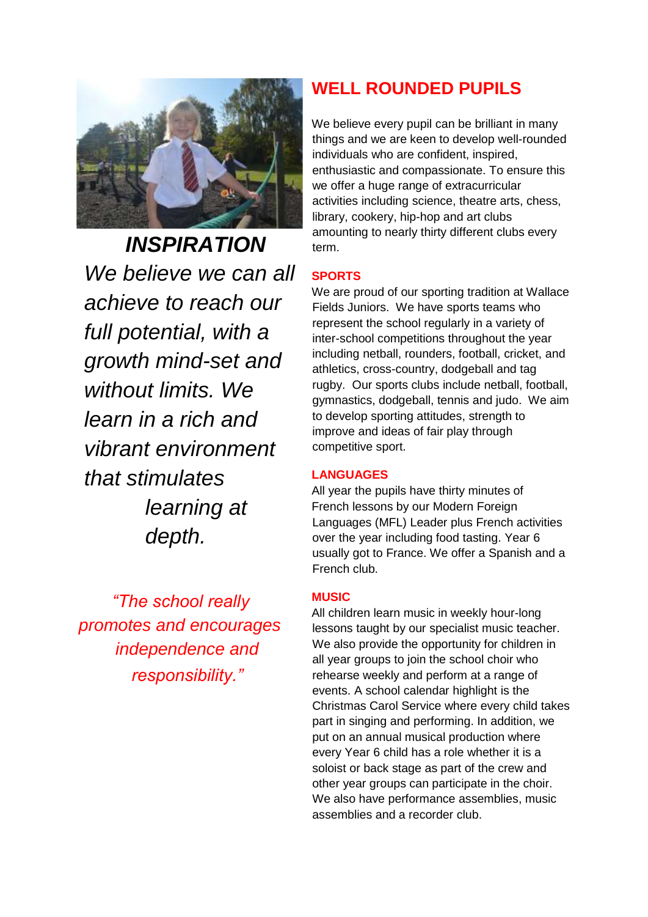***INSPIRATION***

*We believe we can all achieve to reach our full potential, with a growth mind-set and without limits. We learn in a rich and vibrant environment that stimulates learning at depth.*

*"The school really promotes and encourages independence and responsibility."*

## WELL ROUNDED PUPILS

We believe every pupil can be brilliant in many things and we are keen to develop well-rounded individuals who are confident, inspired, enthusiastic and compassionate. To ensure this we offer a huge range of extracurricular activities including science, theatre arts, chess, library, cookery, hip-hop and art clubs amounting to nearly thirty different clubs every term.

### SPORTS

We are proud of our sporting tradition at Wallace Fields Juniors. We have sports teams who represent the school regularly in a variety of inter-school competitions throughout the year including netball, rounders, football, cricket, and athletics, cross-country, dodgeball and tag rugby. Our sports clubs include netball, football, gymnastics, dodgeball, tennis and judo. We aim to develop sporting attitudes, strength to improve and ideas of fair play through competitive sport.

### LANGUAGES

All year the pupils have thirty minutes of French lessons by our Modern Foreign Languages (MFL) Leader plus French activities over the year including food tasting. Year 6 usually got to France. We offer a Spanish and a French club.

### MUSIC

All children learn music in weekly hour-long lessons taught by our specialist music teacher. We also provide the opportunity for children in all year groups to join the school choir who rehearse weekly and perform at a range of events. A school calendar highlight is the Christmas Carol Service where every child takes part in singing and performing. In addition, we put on an annual musical production where every Year 6 child has a role whether it is a soloist or back stage as part of the crew and other year groups can participate in the choir. We also have performance assemblies, music assemblies and a recorder club.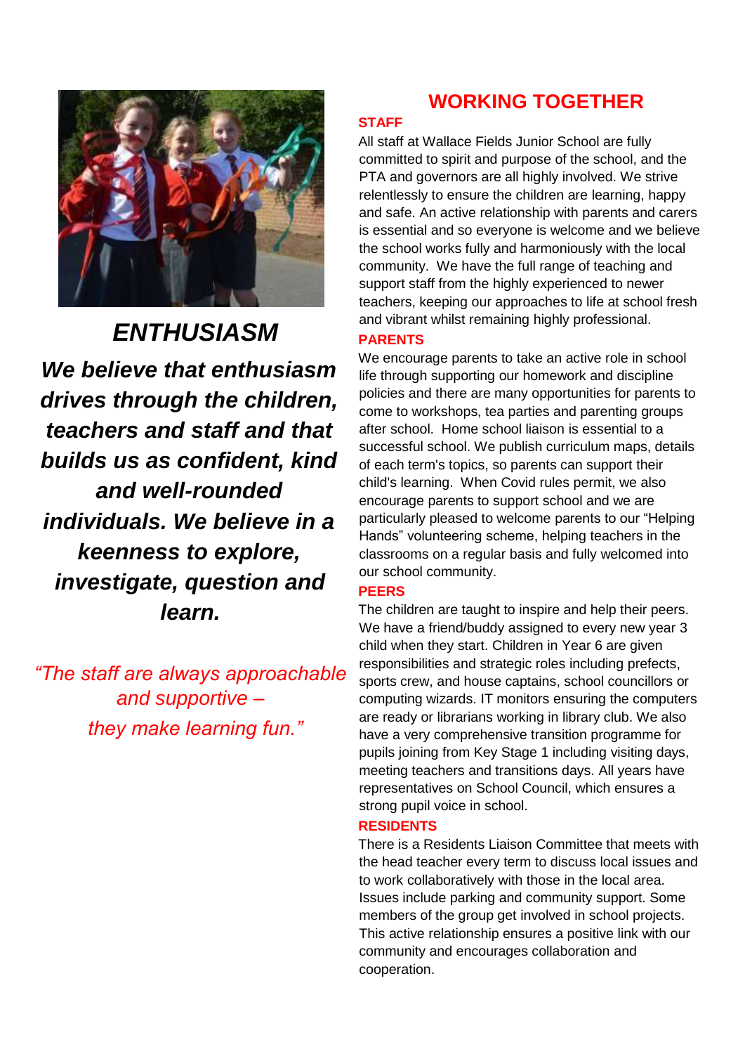## ENTHUSIASM

***We believe that enthusiasm drives through the children, teachers and staff and that builds us as confident, kind and well-rounded individuals. We believe in a keenness to explore, investigate, question and learn.***

*"The staff are always approachable and supportive – they make learning fun."*

# WORKING TOGETHER

### STAFF

All staff at Wallace Fields Junior School are fully committed to spirit and purpose of the school, and the PTA and governors are all highly involved. We strive relentlessly to ensure the children are learning, happy and safe. An active relationship with parents and carers is essential and so everyone is welcome and we believe the school works fully and harmoniously with the local community. We have the full range of teaching and support staff from the highly experienced to newer teachers, keeping our approaches to life at school fresh and vibrant whilst remaining highly professional.

### PARENTS

We encourage parents to take an active role in school life through supporting our homework and discipline policies and there are many opportunities for parents to come to workshops, tea parties and parenting groups after school. Home school liaison is essential to a successful school. We publish curriculum maps, details of each term's topics, so parents can support their child's learning. When Covid rules permit, we also encourage parents to support school and we are particularly pleased to welcome parents to our "Helping Hands" volunteering scheme, helping teachers in the classrooms on a regular basis and fully welcomed into our school community.

### PEERS

The children are taught to inspire and help their peers. We have a friend/buddy assigned to every new year 3 child when they start. Children in Year 6 are given responsibilities and strategic roles including prefects, sports crew, and house captains, school councillors or computing wizards. IT monitors ensuring the computers are ready or librarians working in library club. We also have a very comprehensive transition programme for pupils joining from Key Stage 1 including visiting days, meeting teachers and transitions days. All years have representatives on School Council, which ensures a strong pupil voice in school.

### RESIDENTS

There is a Residents Liaison Committee that meets with the head teacher every term to discuss local issues and to work collaboratively with those in the local area. Issues include parking and community support. Some members of the group get involved in school projects. This active relationship ensures a positive link with our community and encourages collaboration and cooperation.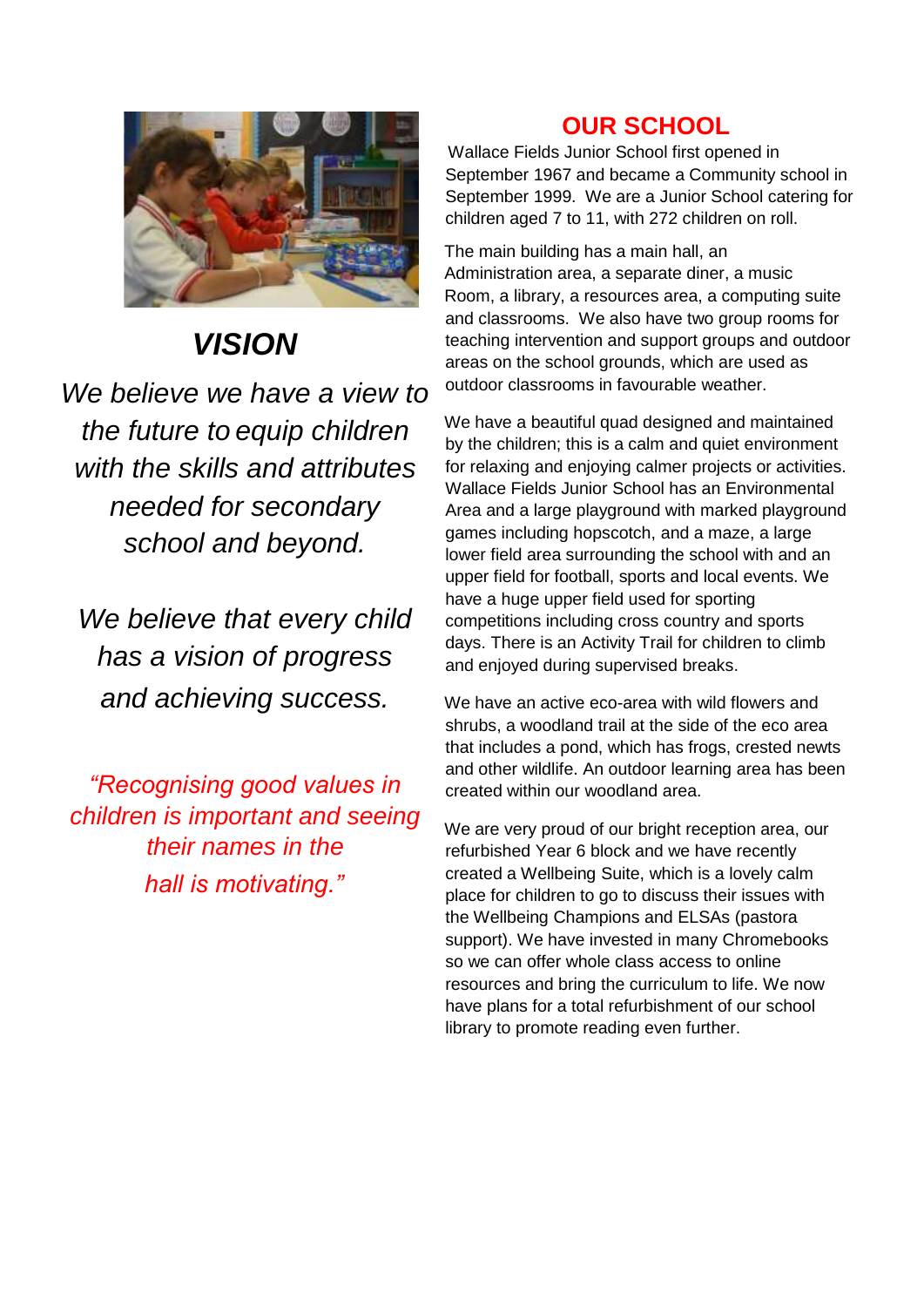## *VISION*

*We believe we have a view to the future to equip children with the skills and attributes needed for secondary school and beyond.*

*We believe that every child has a vision of progress and achieving success.*

*"Recognising good values in children is important and seeing their names in the hall is motivating."*

## OUR SCHOOL

Wallace Fields Junior School first opened in September 1967 and became a Community school in September 1999. We are a Junior School catering for children aged 7 to 11, with 272 children on roll.

The main building has a main hall, an Administration area, a separate diner, a music Room, a library, a resources area, a computing suite and classrooms. We also have two group rooms for teaching intervention and support groups and outdoor areas on the school grounds, which are used as outdoor classrooms in favourable weather.

We have a beautiful quad designed and maintained by the children; this is a calm and quiet environment for relaxing and enjoying calmer projects or activities. Wallace Fields Junior School has an Environmental Area and a large playground with marked playground games including hopscotch, and a maze, a large lower field area surrounding the school with and an upper field for football, sports and local events. We have a huge upper field used for sporting competitions including cross country and sports days. There is an Activity Trail for children to climb and enjoyed during supervised breaks.

We have an active eco-area with wild flowers and shrubs, a woodland trail at the side of the eco area that includes a pond, which has frogs, crested newts and other wildlife. An outdoor learning area has been created within our woodland area.

We are very proud of our bright reception area, our refurbished Year 6 block and we have recently created a Wellbeing Suite, which is a lovely calm place for children to go to discuss their issues with the Wellbeing Champions and ELSAs (pastora support). We have invested in many Chromebooks so we can offer whole class access to online resources and bring the curriculum to life. We now have plans for a total refurbishment of our school library to promote reading even further.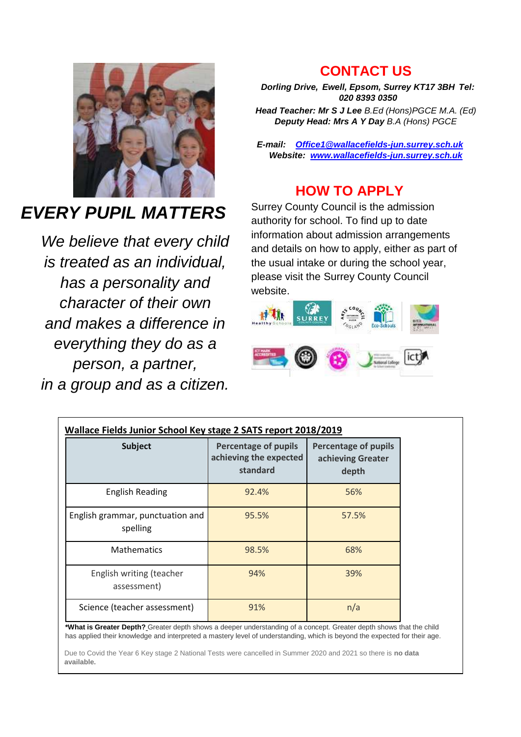# EVERY PUPIL MATTERS

*We believe that every child is treated as an individual, has a personality and character of their own and makes a difference in everything they do as a person, a partner, in a group and as a citizen.*

## CONTACT US

***Dorling Drive, Ewell, Epsom, Surrey KT17 3BH Tel: 020 8393 0350***

***Head Teacher: Mr S J Lee*** *B.Ed (Hons)PGCE M.A. (Ed)*
***Deputy Head: Mrs A Y Day*** *B.A (Hons) PGCE*

***E-mail:*** ***Office1@wallacefields-jun.surrey.sch.uk***
***Website:*** ***www.wallacefields-jun.surrey.sch.uk***

## HOW TO APPLY

Surrey County Council is the admission authority for school. To find up to date information about admission arrangements and details on how to apply, either as part of the usual intake or during the school year, please visit the Surrey County Council website.

**Wallace Fields Junior School Key stage 2 SATS report 2018/2019**

| Subject | Percentage of pupils achieving the expected standard | Percentage of pupils achieving Greater depth |
|---|---|---|
| English Reading | 92.4% | 56% |
| English grammar, punctuation and spelling | 95.5% | 57.5% |
| Mathematics | 98.5% | 68% |
| English writing (teacher assessment) | 94% | 39% |
| Science (teacher assessment) | 91% | n/a |

***What is Greater Depth?** Greater depth shows a deeper understanding of a concept. Greater depth shows that the child has applied their knowledge and interpreted a mastery level of understanding, which is beyond the expected for their age.

Due to Covid the Year 6 Key stage 2 National Tests were cancelled in Summer 2020 and 2021 so there is **no data available.**